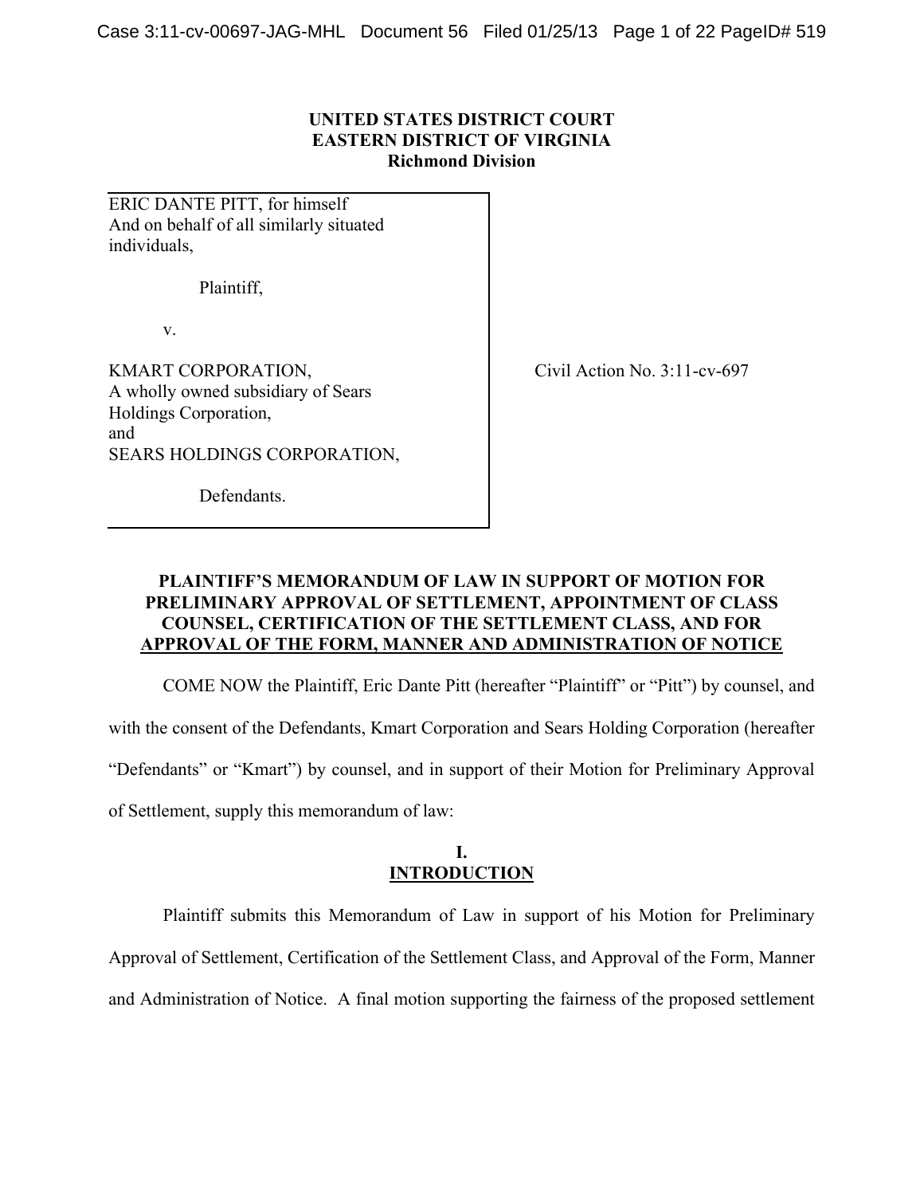**UNITED STATES DISTRICT COURT**
**EASTERN DISTRICT OF VIRGINIA**
**Richmond Division**

ERIC DANTE PITT, for himself
And on behalf of all similarly situated
individuals,

Plaintiff,

v.

KMART CORPORATION,
A wholly owned subsidiary of Sears
Holdings Corporation,
and
SEARS HOLDINGS CORPORATION,

Defendants.

Civil Action No. 3:11-cv-697

**PLAINTIFF'S MEMORANDUM OF LAW IN SUPPORT OF MOTION FOR PRELIMINARY APPROVAL OF SETTLEMENT, APPOINTMENT OF CLASS COUNSEL, CERTIFICATION OF THE SETTLEMENT CLASS, AND FOR APPROVAL OF THE FORM, MANNER AND ADMINISTRATION OF NOTICE**

COME NOW the Plaintiff, Eric Dante Pitt (hereafter "Plaintiff" or "Pitt") by counsel, and with the consent of the Defendants, Kmart Corporation and Sears Holding Corporation (hereafter "Defendants" or "Kmart") by counsel, and in support of their Motion for Preliminary Approval of Settlement, supply this memorandum of law:

## I. INTRODUCTION

Plaintiff submits this Memorandum of Law in support of his Motion for Preliminary Approval of Settlement, Certification of the Settlement Class, and Approval of the Form, Manner and Administration of Notice. A final motion supporting the fairness of the proposed settlement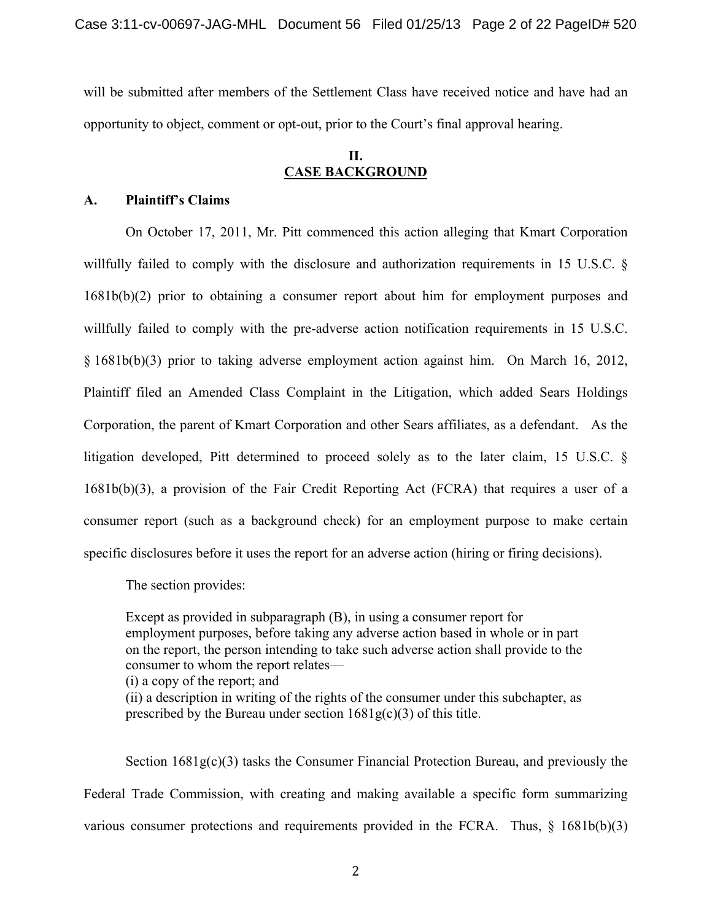will be submitted after members of the Settlement Class have received notice and have had an opportunity to object, comment or opt-out, prior to the Court's final approval hearing.

## II.
## CASE BACKGROUND

### A. Plaintiff's Claims

On October 17, 2011, Mr. Pitt commenced this action alleging that Kmart Corporation willfully failed to comply with the disclosure and authorization requirements in 15 U.S.C. § 1681b(b)(2) prior to obtaining a consumer report about him for employment purposes and willfully failed to comply with the pre-adverse action notification requirements in 15 U.S.C. § 1681b(b)(3) prior to taking adverse employment action against him. On March 16, 2012, Plaintiff filed an Amended Class Complaint in the Litigation, which added Sears Holdings Corporation, the parent of Kmart Corporation and other Sears affiliates, as a defendant. As the litigation developed, Pitt determined to proceed solely as to the later claim, 15 U.S.C. § 1681b(b)(3), a provision of the Fair Credit Reporting Act (FCRA) that requires a user of a consumer report (such as a background check) for an employment purpose to make certain specific disclosures before it uses the report for an adverse action (hiring or firing decisions).

The section provides:

> Except as provided in subparagraph (B), in using a consumer report for employment purposes, before taking any adverse action based in whole or in part on the report, the person intending to take such adverse action shall provide to the consumer to whom the report relates—
> (i) a copy of the report; and
> (ii) a description in writing of the rights of the consumer under this subchapter, as prescribed by the Bureau under section 1681g(c)(3) of this title.

Section 1681g(c)(3) tasks the Consumer Financial Protection Bureau, and previously the Federal Trade Commission, with creating and making available a specific form summarizing various consumer protections and requirements provided in the FCRA. Thus, § 1681b(b)(3)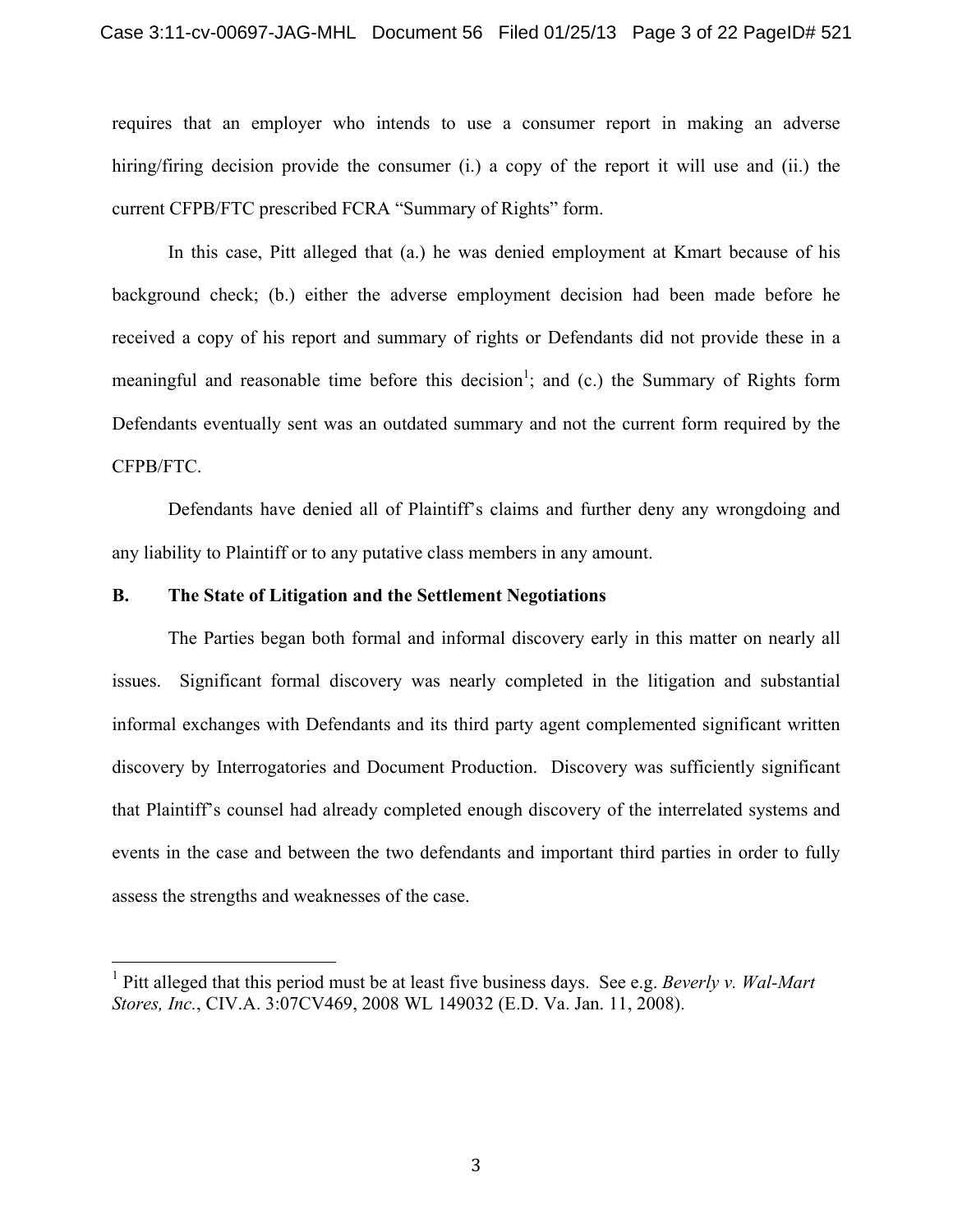requires that an employer who intends to use a consumer report in making an adverse hiring/firing decision provide the consumer (i.) a copy of the report it will use and (ii.) the current CFPB/FTC prescribed FCRA "Summary of Rights" form.

In this case, Pitt alleged that (a.) he was denied employment at Kmart because of his background check; (b.) either the adverse employment decision had been made before he received a copy of his report and summary of rights or Defendants did not provide these in a meaningful and reasonable time before this decision[1]; and (c.) the Summary of Rights form Defendants eventually sent was an outdated summary and not the current form required by the CFPB/FTC.

Defendants have denied all of Plaintiff's claims and further deny any wrongdoing and any liability to Plaintiff or to any putative class members in any amount.

**B. The State of Litigation and the Settlement Negotiations**

The Parties began both formal and informal discovery early in this matter on nearly all issues. Significant formal discovery was nearly completed in the litigation and substantial informal exchanges with Defendants and its third party agent complemented significant written discovery by Interrogatories and Document Production. Discovery was sufficiently significant that Plaintiff's counsel had already completed enough discovery of the interrelated systems and events in the case and between the two defendants and important third parties in order to fully assess the strengths and weaknesses of the case.

[1] Pitt alleged that this period must be at least five business days. See e.g. *Beverly v. Wal-Mart Stores, Inc.*, CIV.A. 3:07CV469, 2008 WL 149032 (E.D. Va. Jan. 11, 2008).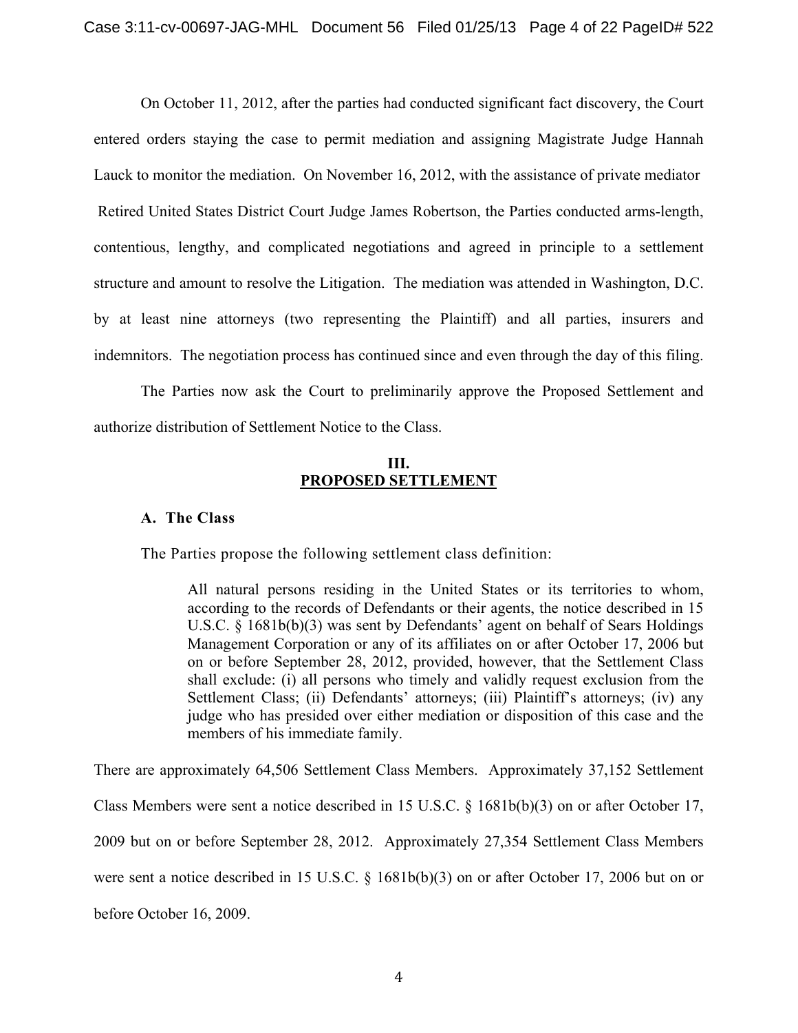On October 11, 2012, after the parties had conducted significant fact discovery, the Court entered orders staying the case to permit mediation and assigning Magistrate Judge Hannah Lauck to monitor the mediation. On November 16, 2012, with the assistance of private mediator Retired United States District Court Judge James Robertson, the Parties conducted arms-length, contentious, lengthy, and complicated negotiations and agreed in principle to a settlement structure and amount to resolve the Litigation. The mediation was attended in Washington, D.C. by at least nine attorneys (two representing the Plaintiff) and all parties, insurers and indemnitors. The negotiation process has continued since and even through the day of this filing.

The Parties now ask the Court to preliminarily approve the Proposed Settlement and authorize distribution of Settlement Notice to the Class.

## III.
## PROPOSED SETTLEMENT

### A. The Class

The Parties propose the following settlement class definition:

> All natural persons residing in the United States or its territories to whom, according to the records of Defendants or their agents, the notice described in 15 U.S.C. § 1681b(b)(3) was sent by Defendants' agent on behalf of Sears Holdings Management Corporation or any of its affiliates on or after October 17, 2006 but on or before September 28, 2012, provided, however, that the Settlement Class shall exclude: (i) all persons who timely and validly request exclusion from the Settlement Class; (ii) Defendants' attorneys; (iii) Plaintiff's attorneys; (iv) any judge who has presided over either mediation or disposition of this case and the members of his immediate family.

There are approximately 64,506 Settlement Class Members. Approximately 37,152 Settlement Class Members were sent a notice described in 15 U.S.C. § 1681b(b)(3) on or after October 17, 2009 but on or before September 28, 2012. Approximately 27,354 Settlement Class Members were sent a notice described in 15 U.S.C. § 1681b(b)(3) on or after October 17, 2006 but on or before October 16, 2009.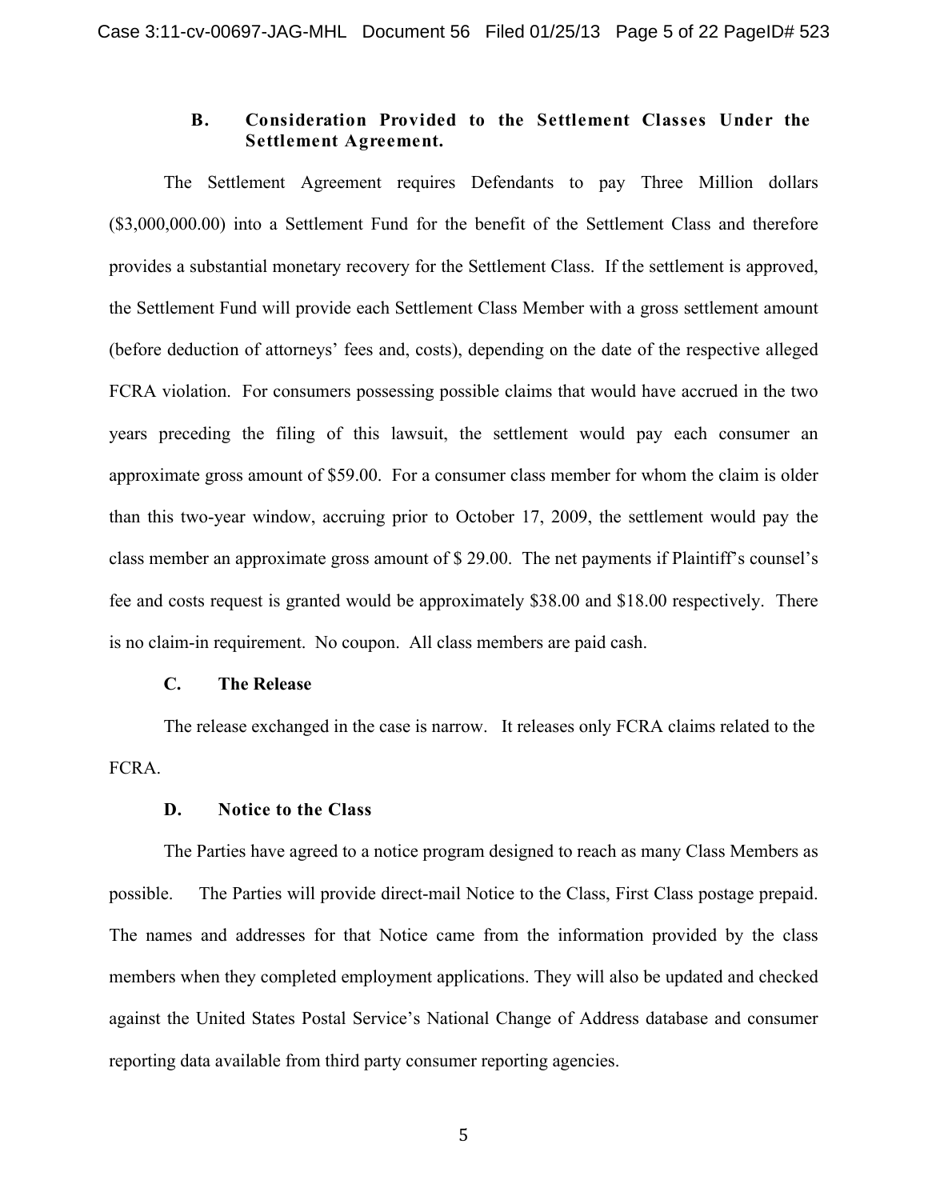### B. Consideration Provided to the Settlement Classes Under the Settlement Agreement.

The Settlement Agreement requires Defendants to pay Three Million dollars ($3,000,000.00) into a Settlement Fund for the benefit of the Settlement Class and therefore provides a substantial monetary recovery for the Settlement Class. If the settlement is approved, the Settlement Fund will provide each Settlement Class Member with a gross settlement amount (before deduction of attorneys' fees and, costs), depending on the date of the respective alleged FCRA violation. For consumers possessing possible claims that would have accrued in the two years preceding the filing of this lawsuit, the settlement would pay each consumer an approximate gross amount of $59.00. For a consumer class member for whom the claim is older than this two-year window, accruing prior to October 17, 2009, the settlement would pay the class member an approximate gross amount of $ 29.00. The net payments if Plaintiff's counsel's fee and costs request is granted would be approximately $38.00 and $18.00 respectively. There is no claim-in requirement. No coupon. All class members are paid cash.

### C. The Release

The release exchanged in the case is narrow. It releases only FCRA claims related to the FCRA.

### D. Notice to the Class

The Parties have agreed to a notice program designed to reach as many Class Members as possible. The Parties will provide direct-mail Notice to the Class, First Class postage prepaid. The names and addresses for that Notice came from the information provided by the class members when they completed employment applications. They will also be updated and checked against the United States Postal Service's National Change of Address database and consumer reporting data available from third party consumer reporting agencies.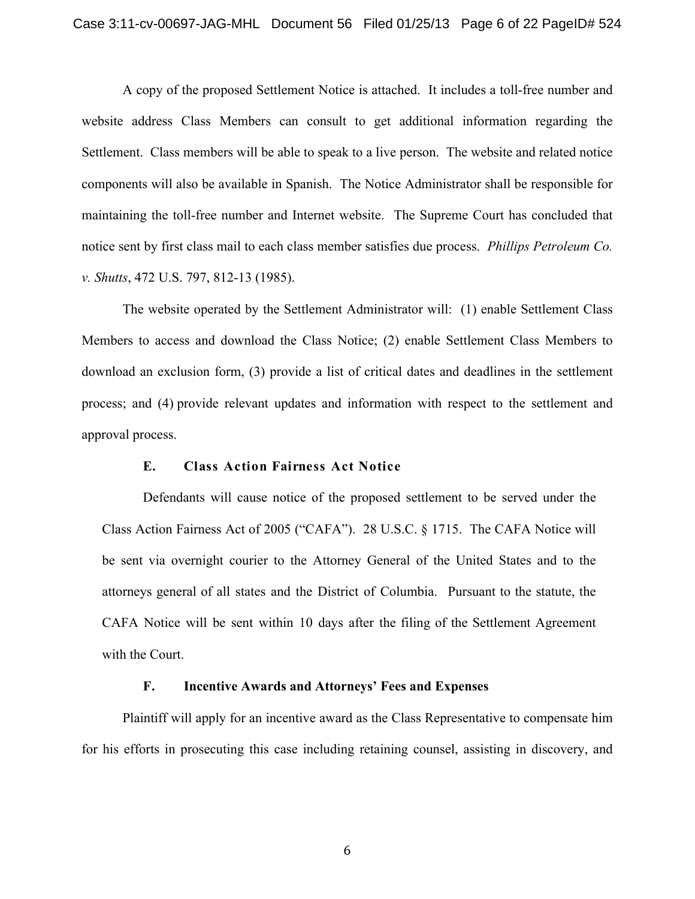A copy of the proposed Settlement Notice is attached. It includes a toll-free number and website address Class Members can consult to get additional information regarding the Settlement. Class members will be able to speak to a live person. The website and related notice components will also be available in Spanish. The Notice Administrator shall be responsible for maintaining the toll-free number and Internet website. The Supreme Court has concluded that notice sent by first class mail to each class member satisfies due process. *Phillips Petroleum Co. v. Shutts*, 472 U.S. 797, 812-13 (1985).

The website operated by the Settlement Administrator will: (1) enable Settlement Class Members to access and download the Class Notice; (2) enable Settlement Class Members to download an exclusion form, (3) provide a list of critical dates and deadlines in the settlement process; and (4) provide relevant updates and information with respect to the settlement and approval process.

### E. Class Action Fairness Act Notice

Defendants will cause notice of the proposed settlement to be served under the Class Action Fairness Act of 2005 ("CAFA"). 28 U.S.C. § 1715. The CAFA Notice will be sent via overnight courier to the Attorney General of the United States and to the attorneys general of all states and the District of Columbia. Pursuant to the statute, the CAFA Notice will be sent within 10 days after the filing of the Settlement Agreement with the Court.

### F. Incentive Awards and Attorneys' Fees and Expenses

Plaintiff will apply for an incentive award as the Class Representative to compensate him for his efforts in prosecuting this case including retaining counsel, assisting in discovery, and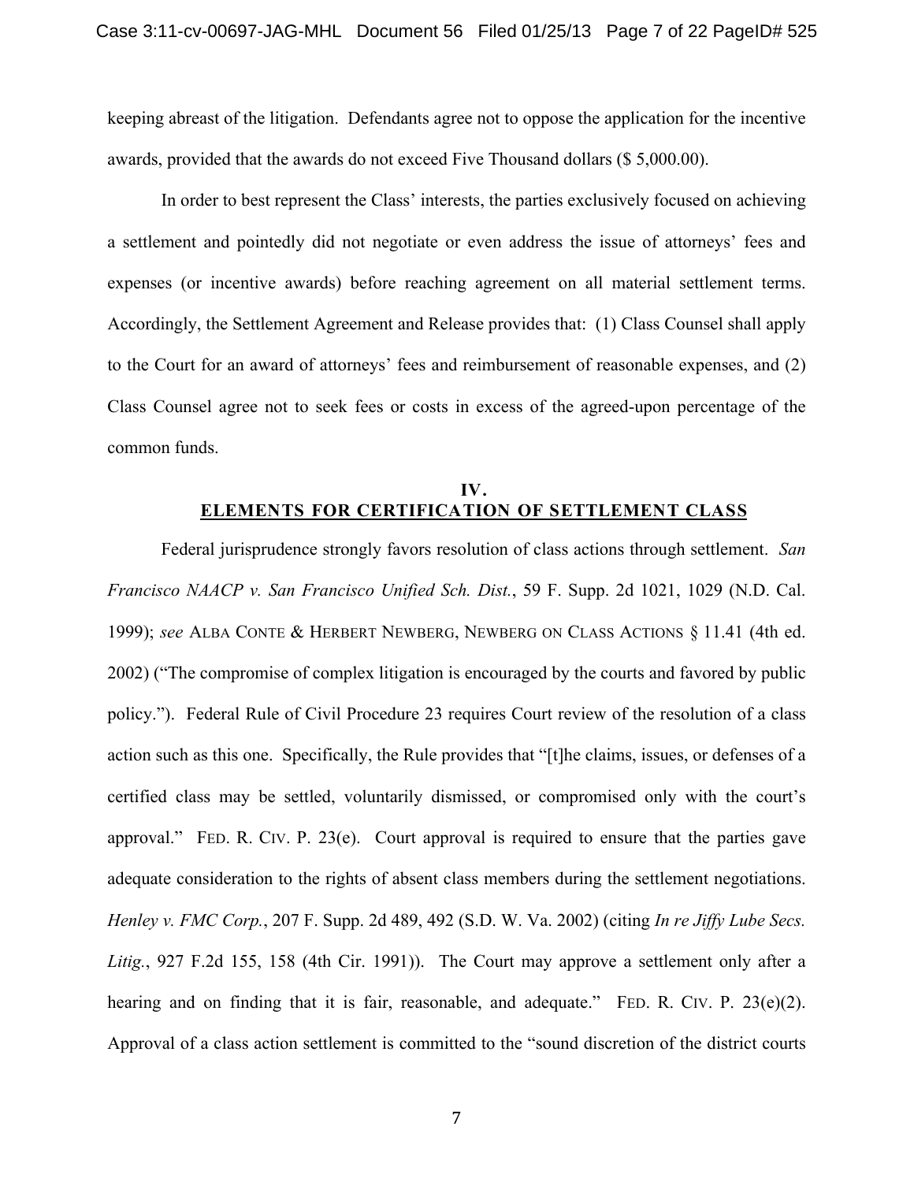keeping abreast of the litigation. Defendants agree not to oppose the application for the incentive awards, provided that the awards do not exceed Five Thousand dollars ($ 5,000.00).

In order to best represent the Class' interests, the parties exclusively focused on achieving a settlement and pointedly did not negotiate or even address the issue of attorneys' fees and expenses (or incentive awards) before reaching agreement on all material settlement terms. Accordingly, the Settlement Agreement and Release provides that: (1) Class Counsel shall apply to the Court for an award of attorneys' fees and reimbursement of reasonable expenses, and (2) Class Counsel agree not to seek fees or costs in excess of the agreed-upon percentage of the common funds.

## IV. ELEMENTS FOR CERTIFICATION OF SETTLEMENT CLASS

Federal jurisprudence strongly favors resolution of class actions through settlement. *San Francisco NAACP v. San Francisco Unified Sch. Dist.*, 59 F. Supp. 2d 1021, 1029 (N.D. Cal. 1999); *see* ALBA CONTE & HERBERT NEWBERG, NEWBERG ON CLASS ACTIONS § 11.41 (4th ed. 2002) ("The compromise of complex litigation is encouraged by the courts and favored by public policy."). Federal Rule of Civil Procedure 23 requires Court review of the resolution of a class action such as this one. Specifically, the Rule provides that "[t]he claims, issues, or defenses of a certified class may be settled, voluntarily dismissed, or compromised only with the court's approval." FED. R. CIV. P. 23(e). Court approval is required to ensure that the parties gave adequate consideration to the rights of absent class members during the settlement negotiations. *Henley v. FMC Corp.*, 207 F. Supp. 2d 489, 492 (S.D. W. Va. 2002) (citing *In re Jiffy Lube Secs. Litig.*, 927 F.2d 155, 158 (4th Cir. 1991)). The Court may approve a settlement only after a hearing and on finding that it is fair, reasonable, and adequate." FED. R. CIV. P. 23(e)(2). Approval of a class action settlement is committed to the "sound discretion of the district courts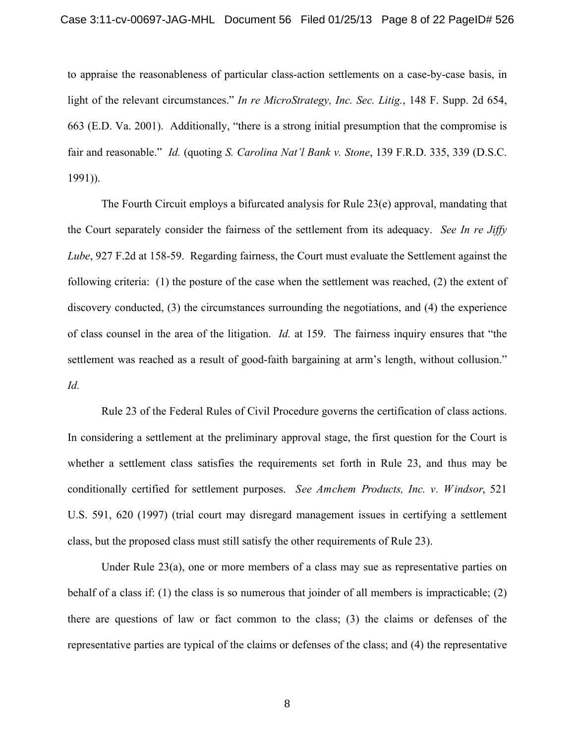to appraise the reasonableness of particular class-action settlements on a case-by-case basis, in light of the relevant circumstances." *In re MicroStrategy, Inc. Sec. Litig.*, 148 F. Supp. 2d 654, 663 (E.D. Va. 2001). Additionally, "there is a strong initial presumption that the compromise is fair and reasonable." *Id.* (quoting *S. Carolina Nat'l Bank v. Stone*, 139 F.R.D. 335, 339 (D.S.C. 1991)).

The Fourth Circuit employs a bifurcated analysis for Rule 23(e) approval, mandating that the Court separately consider the fairness of the settlement from its adequacy. *See In re Jiffy Lube*, 927 F.2d at 158-59. Regarding fairness, the Court must evaluate the Settlement against the following criteria: (1) the posture of the case when the settlement was reached, (2) the extent of discovery conducted, (3) the circumstances surrounding the negotiations, and (4) the experience of class counsel in the area of the litigation. *Id.* at 159. The fairness inquiry ensures that "the settlement was reached as a result of good-faith bargaining at arm's length, without collusion." *Id.*

Rule 23 of the Federal Rules of Civil Procedure governs the certification of class actions. In considering a settlement at the preliminary approval stage, the first question for the Court is whether a settlement class satisfies the requirements set forth in Rule 23, and thus may be conditionally certified for settlement purposes. *See Amchem Products, Inc. v. Windsor*, 521 U.S. 591, 620 (1997) (trial court may disregard management issues in certifying a settlement class, but the proposed class must still satisfy the other requirements of Rule 23).

Under Rule 23(a), one or more members of a class may sue as representative parties on behalf of a class if: (1) the class is so numerous that joinder of all members is impracticable; (2) there are questions of law or fact common to the class; (3) the claims or defenses of the representative parties are typical of the claims or defenses of the class; and (4) the representative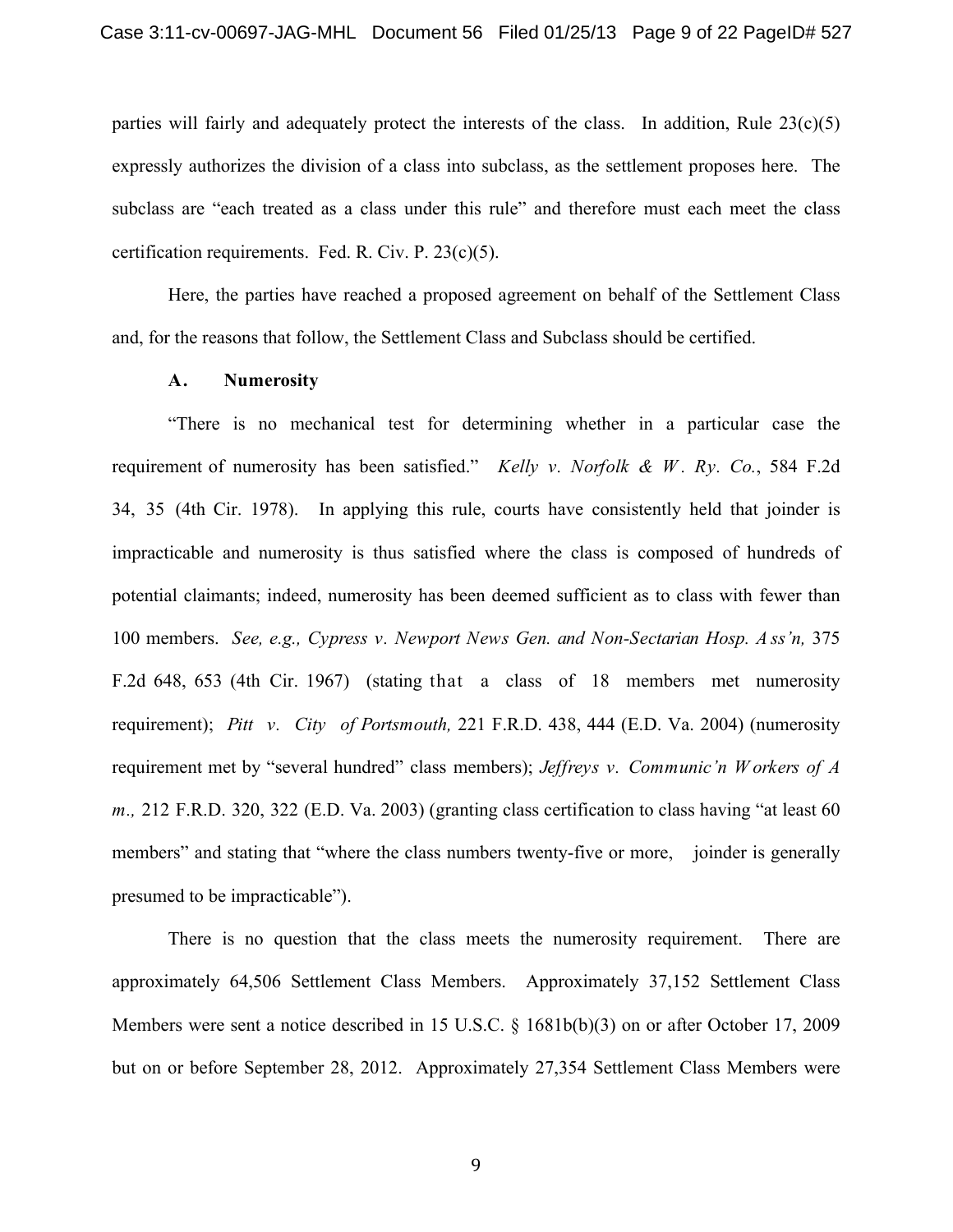parties will fairly and adequately protect the interests of the class. In addition, Rule 23(c)(5) expressly authorizes the division of a class into subclass, as the settlement proposes here. The subclass are "each treated as a class under this rule" and therefore must each meet the class certification requirements. Fed. R. Civ. P. 23(c)(5).

Here, the parties have reached a proposed agreement on behalf of the Settlement Class and, for the reasons that follow, the Settlement Class and Subclass should be certified.

### A. Numerosity

"There is no mechanical test for determining whether in a particular case the requirement of numerosity has been satisfied." *Kelly v. Norfolk & W. Ry. Co.*, 584 F.2d 34, 35 (4th Cir. 1978). In applying this rule, courts have consistently held that joinder is impracticable and numerosity is thus satisfied where the class is composed of hundreds of potential claimants; indeed, numerosity has been deemed sufficient as to class with fewer than 100 members. *See, e.g., Cypress v. Newport News Gen. and Non-Sectarian Hosp. Ass'n,* 375 F.2d 648, 653 (4th Cir. 1967) (stating that a class of 18 members met numerosity requirement); *Pitt v. City of Portsmouth,* 221 F.R.D. 438, 444 (E.D. Va. 2004) (numerosity requirement met by "several hundred" class members); *Jeffreys v. Communic'n Workers of Am.,* 212 F.R.D. 320, 322 (E.D. Va. 2003) (granting class certification to class having "at least 60 members" and stating that "where the class numbers twenty-five or more, joinder is generally presumed to be impracticable").

There is no question that the class meets the numerosity requirement. There are approximately 64,506 Settlement Class Members. Approximately 37,152 Settlement Class Members were sent a notice described in 15 U.S.C. § 1681b(b)(3) on or after October 17, 2009 but on or before September 28, 2012. Approximately 27,354 Settlement Class Members were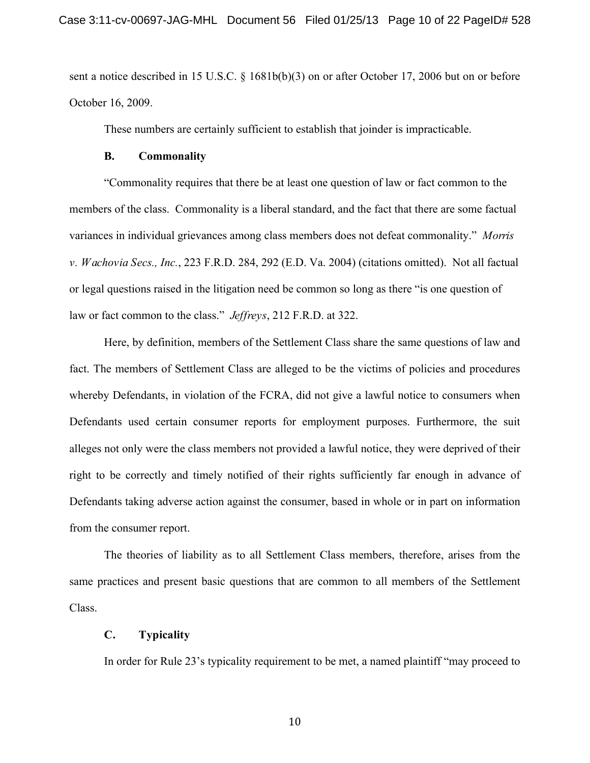sent a notice described in 15 U.S.C. § 1681b(b)(3) on or after October 17, 2006 but on or before October 16, 2009.

These numbers are certainly sufficient to establish that joinder is impracticable.

### B. Commonality

"Commonality requires that there be at least one question of law or fact common to the members of the class. Commonality is a liberal standard, and the fact that there are some factual variances in individual grievances among class members does not defeat commonality." *Morris v. Wachovia Secs., Inc.*, 223 F.R.D. 284, 292 (E.D. Va. 2004) (citations omitted). Not all factual or legal questions raised in the litigation need be common so long as there "is one question of law or fact common to the class." *Jeffreys*, 212 F.R.D. at 322.

Here, by definition, members of the Settlement Class share the same questions of law and fact. The members of Settlement Class are alleged to be the victims of policies and procedures whereby Defendants, in violation of the FCRA, did not give a lawful notice to consumers when Defendants used certain consumer reports for employment purposes. Furthermore, the suit alleges not only were the class members not provided a lawful notice, they were deprived of their right to be correctly and timely notified of their rights sufficiently far enough in advance of Defendants taking adverse action against the consumer, based in whole or in part on information from the consumer report.

The theories of liability as to all Settlement Class members, therefore, arises from the same practices and present basic questions that are common to all members of the Settlement Class.

### C. Typicality

In order for Rule 23's typicality requirement to be met, a named plaintiff "may proceed to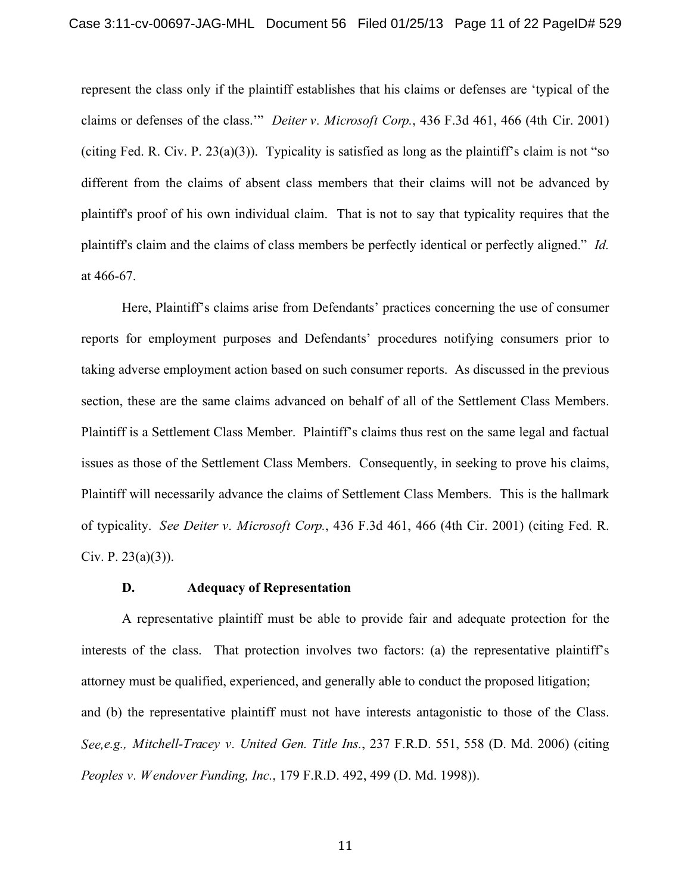represent the class only if the plaintiff establishes that his claims or defenses are 'typical of the claims or defenses of the class.'" *Deiter v. Microsoft Corp.*, 436 F.3d 461, 466 (4th Cir. 2001) (citing Fed. R. Civ. P. 23(a)(3)). Typicality is satisfied as long as the plaintiff's claim is not "so different from the claims of absent class members that their claims will not be advanced by plaintiff's proof of his own individual claim. That is not to say that typicality requires that the plaintiff's claim and the claims of class members be perfectly identical or perfectly aligned." *Id.* at 466-67.

Here, Plaintiff's claims arise from Defendants' practices concerning the use of consumer reports for employment purposes and Defendants' procedures notifying consumers prior to taking adverse employment action based on such consumer reports. As discussed in the previous section, these are the same claims advanced on behalf of all of the Settlement Class Members. Plaintiff is a Settlement Class Member. Plaintiff's claims thus rest on the same legal and factual issues as those of the Settlement Class Members. Consequently, in seeking to prove his claims, Plaintiff will necessarily advance the claims of Settlement Class Members. This is the hallmark of typicality. *See Deiter v. Microsoft Corp.*, 436 F.3d 461, 466 (4th Cir. 2001) (citing Fed. R. Civ. P. 23(a)(3)).

**D. Adequacy of Representation**

A representative plaintiff must be able to provide fair and adequate protection for the interests of the class. That protection involves two factors: (a) the representative plaintiff's attorney must be qualified, experienced, and generally able to conduct the proposed litigation; and (b) the representative plaintiff must not have interests antagonistic to those of the Class. *See,e.g., Mitchell-Tracey v. United Gen. Title Ins.*, 237 F.R.D. 551, 558 (D. Md. 2006) (citing *Peoples v. Wendover Funding, Inc.*, 179 F.R.D. 492, 499 (D. Md. 1998)).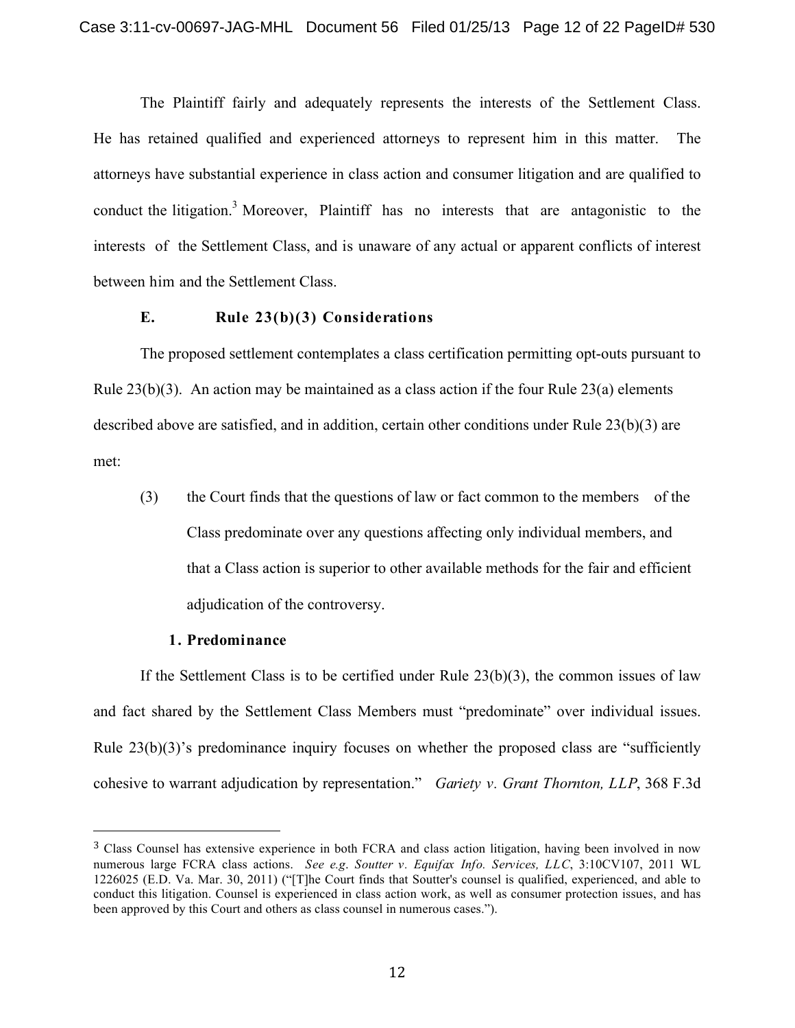The Plaintiff fairly and adequately represents the interests of the Settlement Class. He has retained qualified and experienced attorneys to represent him in this matter. The attorneys have substantial experience in class action and consumer litigation and are qualified to conduct the litigation.[3] Moreover, Plaintiff has no interests that are antagonistic to the interests of the Settlement Class, and is unaware of any actual or apparent conflicts of interest between him and the Settlement Class.

### E. Rule 23(b)(3) Considerations

The proposed settlement contemplates a class certification permitting opt-outs pursuant to Rule 23(b)(3). An action may be maintained as a class action if the four Rule 23(a) elements described above are satisfied, and in addition, certain other conditions under Rule 23(b)(3) are met:

> (3) the Court finds that the questions of law or fact common to the members of the Class predominate over any questions affecting only individual members, and that a Class action is superior to other available methods for the fair and efficient adjudication of the controversy.

#### 1. Predominance

If the Settlement Class is to be certified under Rule 23(b)(3), the common issues of law and fact shared by the Settlement Class Members must "predominate" over individual issues. Rule 23(b)(3)'s predominance inquiry focuses on whether the proposed class are "sufficiently cohesive to warrant adjudication by representation." *Gariety v. Grant Thornton, LLP*, 368 F.3d

---

[3] Class Counsel has extensive experience in both FCRA and class action litigation, having been involved in now numerous large FCRA class actions. *See e.g. Soutter v. Equifax Info. Services, LLC*, 3:10CV107, 2011 WL 1226025 (E.D. Va. Mar. 30, 2011) ("[T]he Court finds that Soutter's counsel is qualified, experienced, and able to conduct this litigation. Counsel is experienced in class action work, as well as consumer protection issues, and has been approved by this Court and others as class counsel in numerous cases.").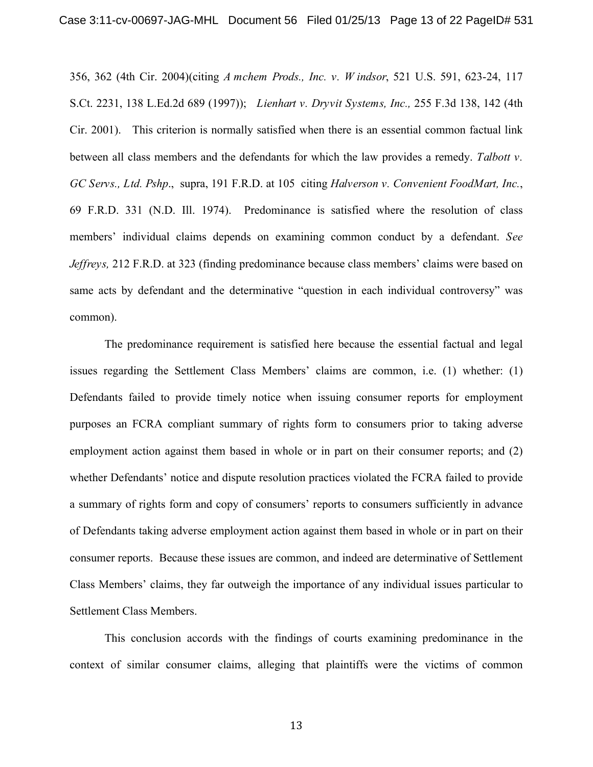356, 362 (4th Cir. 2004)(citing *Amchem Prods., Inc. v. Windsor*, 521 U.S. 591, 623-24, 117 S.Ct. 2231, 138 L.Ed.2d 689 (1997)); *Lienhart v. Dryvit Systems, Inc.,* 255 F.3d 138, 142 (4th Cir. 2001). This criterion is normally satisfied when there is an essential common factual link between all class members and the defendants for which the law provides a remedy. *Talbott v. GC Servs., Ltd. Pshp.*, supra, 191 F.R.D. at 105 citing *Halverson v. Convenient FoodMart, Inc.*, 69 F.R.D. 331 (N.D. Ill. 1974). Predominance is satisfied where the resolution of class members' individual claims depends on examining common conduct by a defendant. *See Jeffreys,* 212 F.R.D. at 323 (finding predominance because class members' claims were based on same acts by defendant and the determinative "question in each individual controversy" was common).

The predominance requirement is satisfied here because the essential factual and legal issues regarding the Settlement Class Members' claims are common, i.e. (1) whether: (1) Defendants failed to provide timely notice when issuing consumer reports for employment purposes an FCRA compliant summary of rights form to consumers prior to taking adverse employment action against them based in whole or in part on their consumer reports; and (2) whether Defendants' notice and dispute resolution practices violated the FCRA failed to provide a summary of rights form and copy of consumers' reports to consumers sufficiently in advance of Defendants taking adverse employment action against them based in whole or in part on their consumer reports. Because these issues are common, and indeed are determinative of Settlement Class Members' claims, they far outweigh the importance of any individual issues particular to Settlement Class Members.

This conclusion accords with the findings of courts examining predominance in the context of similar consumer claims, alleging that plaintiffs were the victims of common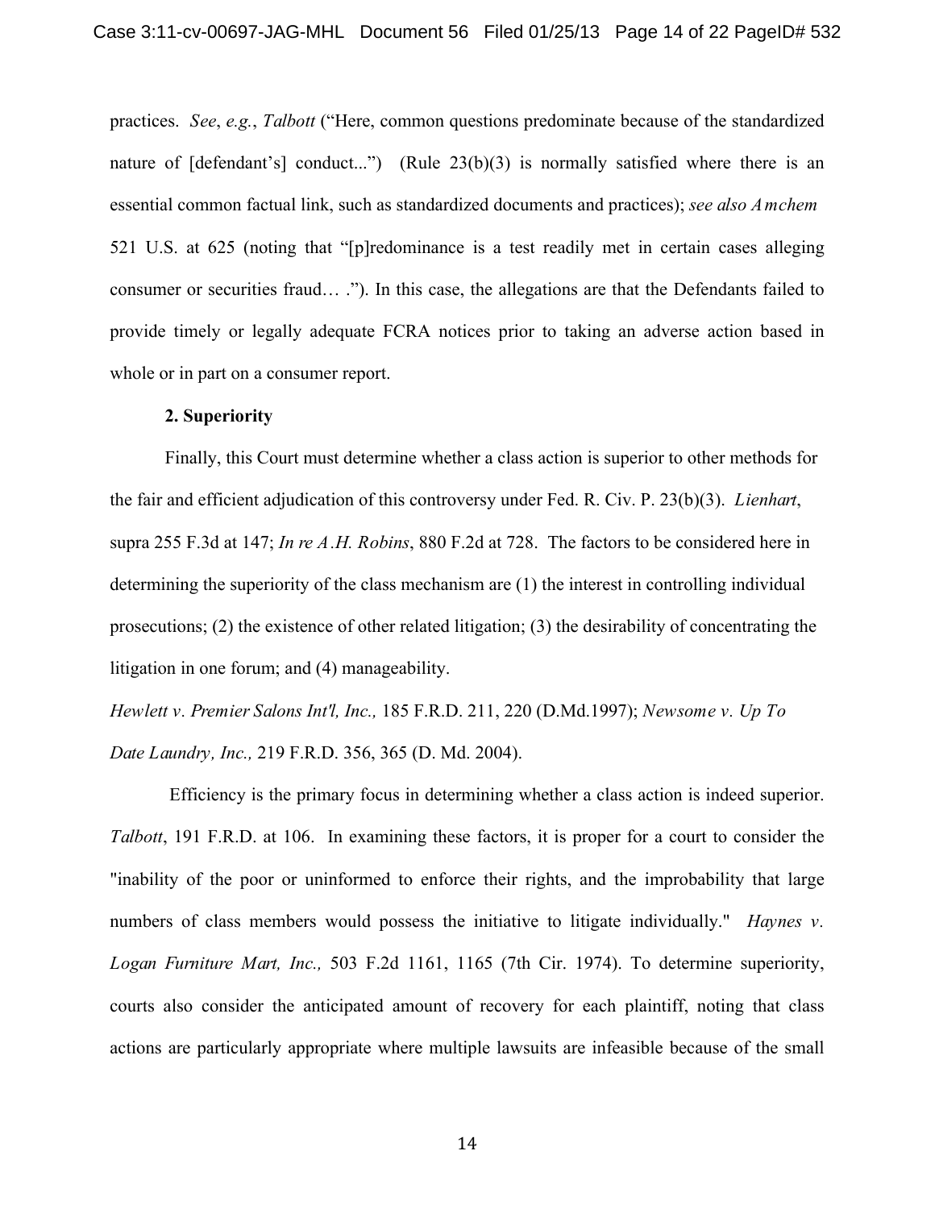practices. *See*, *e.g.*, *Talbott* ("Here, common questions predominate because of the standardized nature of [defendant's] conduct...") (Rule 23(b)(3) is normally satisfied where there is an essential common factual link, such as standardized documents and practices); *see also Amchem* 521 U.S. at 625 (noting that "[p]redominance is a test readily met in certain cases alleging consumer or securities fraud… ."). In this case, the allegations are that the Defendants failed to provide timely or legally adequate FCRA notices prior to taking an adverse action based in whole or in part on a consumer report.

**2. Superiority**

Finally, this Court must determine whether a class action is superior to other methods for the fair and efficient adjudication of this controversy under Fed. R. Civ. P. 23(b)(3). *Lienhart*, supra 255 F.3d at 147; *In re A.H. Robins*, 880 F.2d at 728. The factors to be considered here in determining the superiority of the class mechanism are (1) the interest in controlling individual prosecutions; (2) the existence of other related litigation; (3) the desirability of concentrating the litigation in one forum; and (4) manageability.
*Hewlett v. Premier Salons Int'l, Inc.,* 185 F.R.D. 211, 220 (D.Md.1997); *Newsome v. Up To Date Laundry, Inc.,* 219 F.R.D. 356, 365 (D. Md. 2004).

Efficiency is the primary focus in determining whether a class action is indeed superior. *Talbott*, 191 F.R.D. at 106. In examining these factors, it is proper for a court to consider the "inability of the poor or uninformed to enforce their rights, and the improbability that large numbers of class members would possess the initiative to litigate individually." *Haynes v. Logan Furniture Mart, Inc.,* 503 F.2d 1161, 1165 (7th Cir. 1974). To determine superiority, courts also consider the anticipated amount of recovery for each plaintiff, noting that class actions are particularly appropriate where multiple lawsuits are infeasible because of the small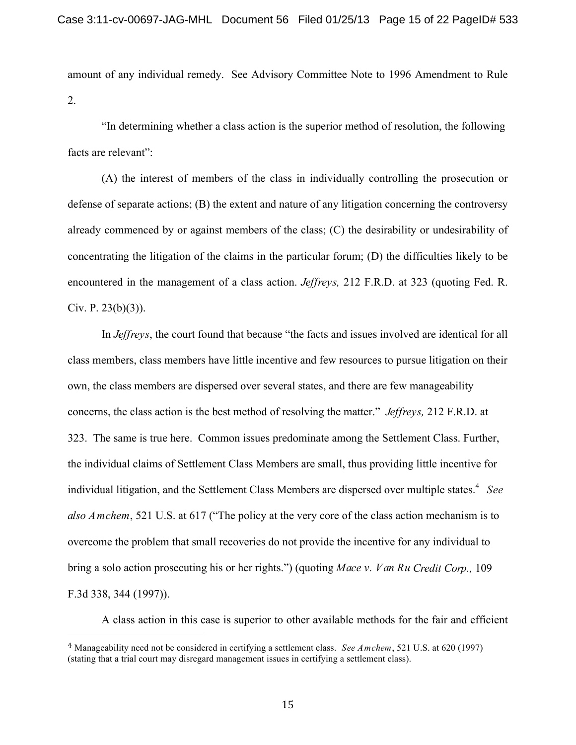amount of any individual remedy. See Advisory Committee Note to 1996 Amendment to Rule 2.

"In determining whether a class action is the superior method of resolution, the following facts are relevant":

(A) the interest of members of the class in individually controlling the prosecution or defense of separate actions; (B) the extent and nature of any litigation concerning the controversy already commenced by or against members of the class; (C) the desirability or undesirability of concentrating the litigation of the claims in the particular forum; (D) the difficulties likely to be encountered in the management of a class action. *Jeffreys,* 212 F.R.D. at 323 (quoting Fed. R. Civ. P. 23(b)(3)).

In *Jeffreys*, the court found that because "the facts and issues involved are identical for all class members, class members have little incentive and few resources to pursue litigation on their own, the class members are dispersed over several states, and there are few manageability concerns, the class action is the best method of resolving the matter." *Jeffreys,* 212 F.R.D. at 323. The same is true here. Common issues predominate among the Settlement Class. Further, the individual claims of Settlement Class Members are small, thus providing little incentive for individual litigation, and the Settlement Class Members are dispersed over multiple states.[4] *See also Amchem*, 521 U.S. at 617 ("The policy at the very core of the class action mechanism is to overcome the problem that small recoveries do not provide the incentive for any individual to bring a solo action prosecuting his or her rights.") (quoting *Mace v. Van Ru Credit Corp.,* 109 F.3d 338, 344 (1997)).

A class action in this case is superior to other available methods for the fair and efficient

---

[4] Manageability need not be considered in certifying a settlement class. *See Amchem*, 521 U.S. at 620 (1997) (stating that a trial court may disregard management issues in certifying a settlement class).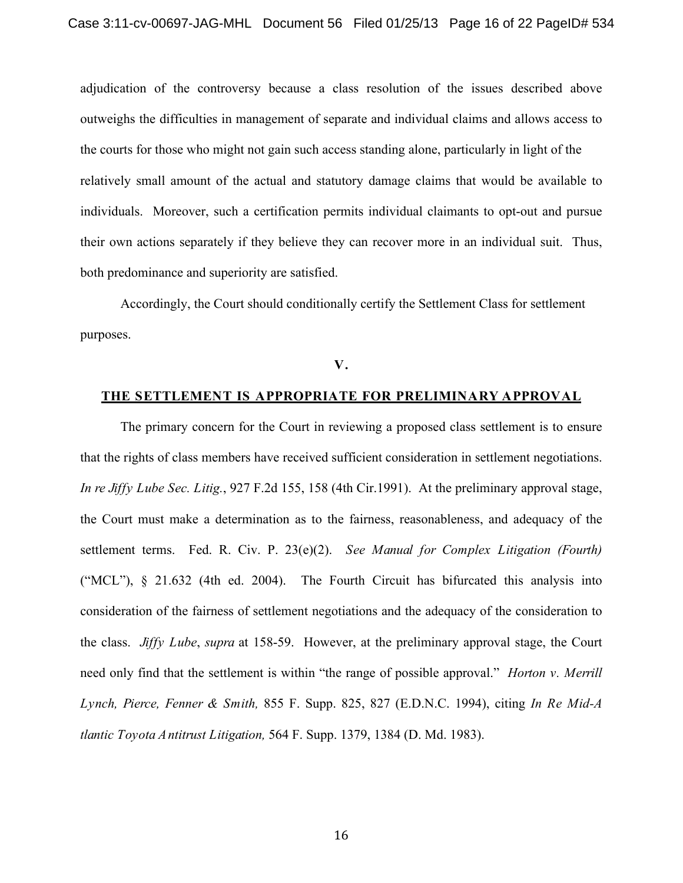adjudication of the controversy because a class resolution of the issues described above outweighs the difficulties in management of separate and individual claims and allows access to the courts for those who might not gain such access standing alone, particularly in light of the relatively small amount of the actual and statutory damage claims that would be available to individuals. Moreover, such a certification permits individual claimants to opt-out and pursue their own actions separately if they believe they can recover more in an individual suit. Thus, both predominance and superiority are satisfied.

Accordingly, the Court should conditionally certify the Settlement Class for settlement purposes.

## V.

## THE SETTLEMENT IS APPROPRIATE FOR PRELIMINARY APPROVAL

The primary concern for the Court in reviewing a proposed class settlement is to ensure that the rights of class members have received sufficient consideration in settlement negotiations. *In re Jiffy Lube Sec. Litig.*, 927 F.2d 155, 158 (4th Cir.1991). At the preliminary approval stage, the Court must make a determination as to the fairness, reasonableness, and adequacy of the settlement terms. Fed. R. Civ. P. 23(e)(2). *See Manual for Complex Litigation (Fourth)* ("MCL"), § 21.632 (4th ed. 2004). The Fourth Circuit has bifurcated this analysis into consideration of the fairness of settlement negotiations and the adequacy of the consideration to the class. *Jiffy Lube*, *supra* at 158-59. However, at the preliminary approval stage, the Court need only find that the settlement is within "the range of possible approval." *Horton v. Merrill Lynch, Pierce, Fenner & Smith,* 855 F. Supp. 825, 827 (E.D.N.C. 1994), citing *In Re Mid-Atlantic Toyota Antitrust Litigation,* 564 F. Supp. 1379, 1384 (D. Md. 1983).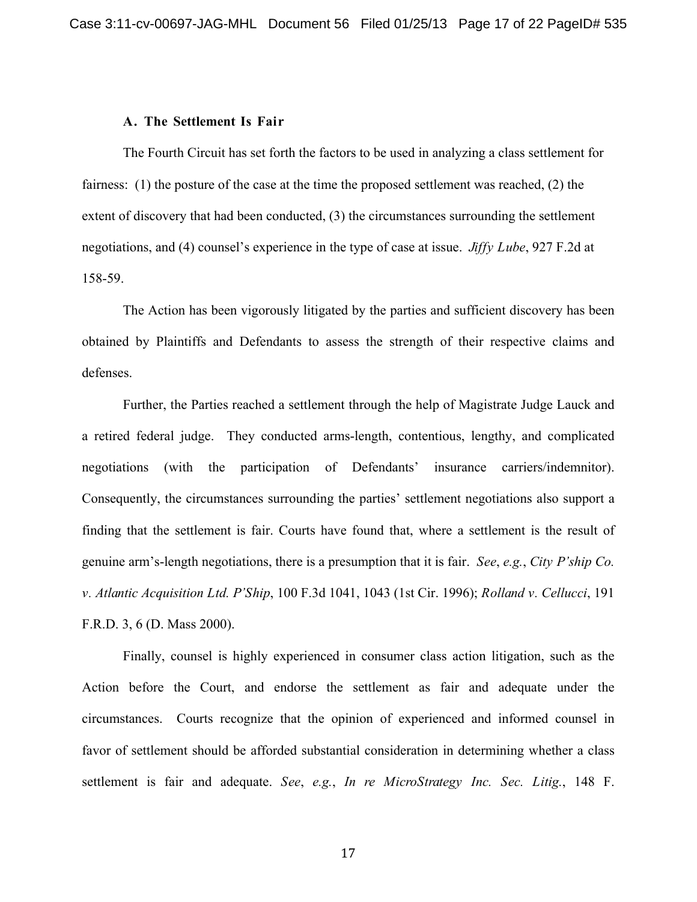### A. The Settlement Is Fair

The Fourth Circuit has set forth the factors to be used in analyzing a class settlement for fairness: (1) the posture of the case at the time the proposed settlement was reached, (2) the extent of discovery that had been conducted, (3) the circumstances surrounding the settlement negotiations, and (4) counsel's experience in the type of case at issue. *Jiffy Lube*, 927 F.2d at 158-59.

The Action has been vigorously litigated by the parties and sufficient discovery has been obtained by Plaintiffs and Defendants to assess the strength of their respective claims and defenses.

Further, the Parties reached a settlement through the help of Magistrate Judge Lauck and a retired federal judge. They conducted arms-length, contentious, lengthy, and complicated negotiations (with the participation of Defendants' insurance carriers/indemnitor). Consequently, the circumstances surrounding the parties' settlement negotiations also support a finding that the settlement is fair. Courts have found that, where a settlement is the result of genuine arm's-length negotiations, there is a presumption that it is fair. *See*, *e.g.*, *City P'ship Co. v. Atlantic Acquisition Ltd. P'Ship*, 100 F.3d 1041, 1043 (1st Cir. 1996); *Rolland v. Cellucci*, 191 F.R.D. 3, 6 (D. Mass 2000).

Finally, counsel is highly experienced in consumer class action litigation, such as the Action before the Court, and endorse the settlement as fair and adequate under the circumstances. Courts recognize that the opinion of experienced and informed counsel in favor of settlement should be afforded substantial consideration in determining whether a class settlement is fair and adequate. *See*, *e.g.*, *In re MicroStrategy Inc. Sec. Litig.*, 148 F.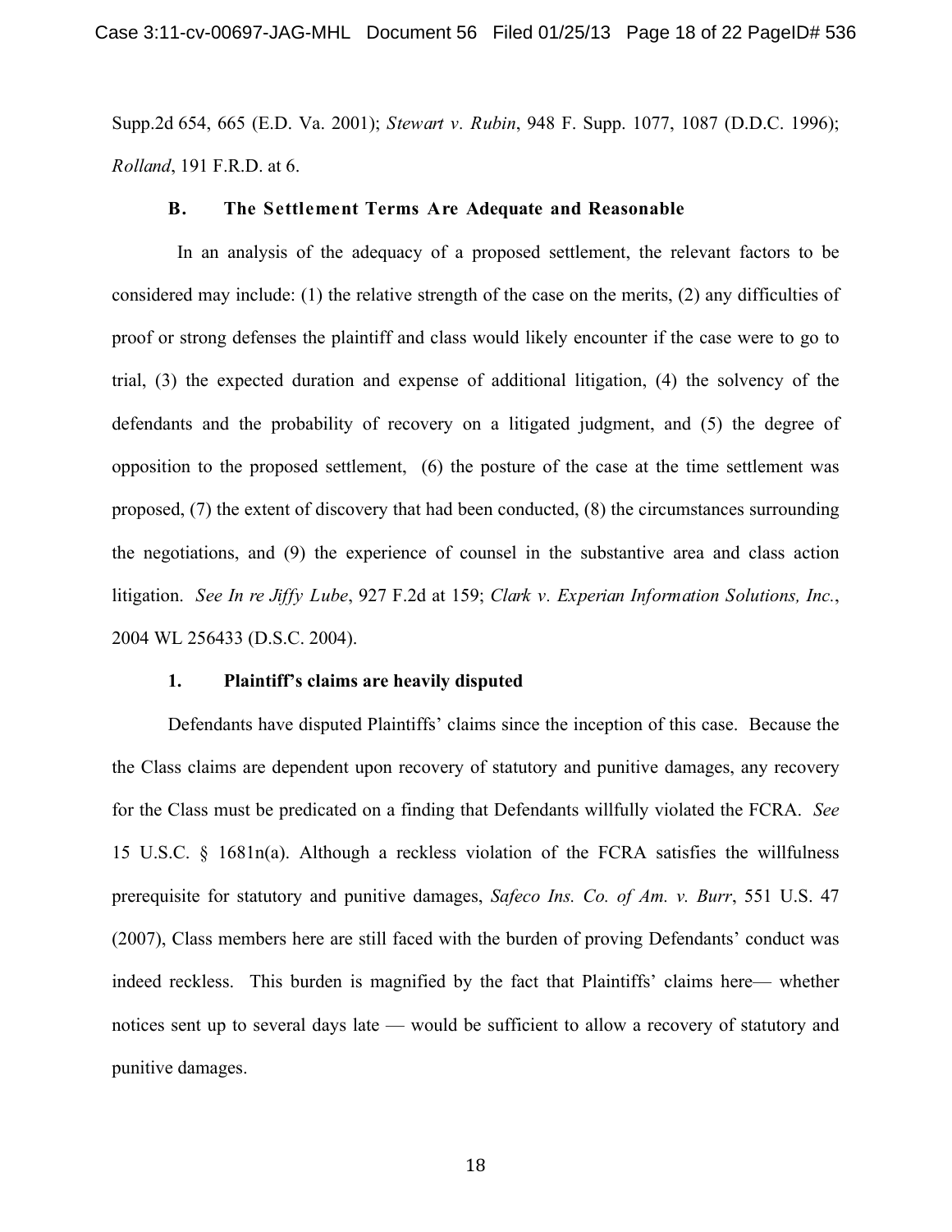Supp.2d 654, 665 (E.D. Va. 2001); *Stewart v. Rubin*, 948 F. Supp. 1077, 1087 (D.D.C. 1996); *Rolland*, 191 F.R.D. at 6.

### B. The Settlement Terms Are Adequate and Reasonable

In an analysis of the adequacy of a proposed settlement, the relevant factors to be considered may include: (1) the relative strength of the case on the merits, (2) any difficulties of proof or strong defenses the plaintiff and class would likely encounter if the case were to go to trial, (3) the expected duration and expense of additional litigation, (4) the solvency of the defendants and the probability of recovery on a litigated judgment, and (5) the degree of opposition to the proposed settlement, (6) the posture of the case at the time settlement was proposed, (7) the extent of discovery that had been conducted, (8) the circumstances surrounding the negotiations, and (9) the experience of counsel in the substantive area and class action litigation. *See In re Jiffy Lube*, 927 F.2d at 159; *Clark v. Experian Information Solutions, Inc.*, 2004 WL 256433 (D.S.C. 2004).

#### 1. Plaintiff's claims are heavily disputed

Defendants have disputed Plaintiffs' claims since the inception of this case. Because the the Class claims are dependent upon recovery of statutory and punitive damages, any recovery for the Class must be predicated on a finding that Defendants willfully violated the FCRA. *See* 15 U.S.C. § 1681n(a). Although a reckless violation of the FCRA satisfies the willfulness prerequisite for statutory and punitive damages, *Safeco Ins. Co. of Am. v. Burr*, 551 U.S. 47 (2007), Class members here are still faced with the burden of proving Defendants' conduct was indeed reckless. This burden is magnified by the fact that Plaintiffs' claims here— whether notices sent up to several days late — would be sufficient to allow a recovery of statutory and punitive damages.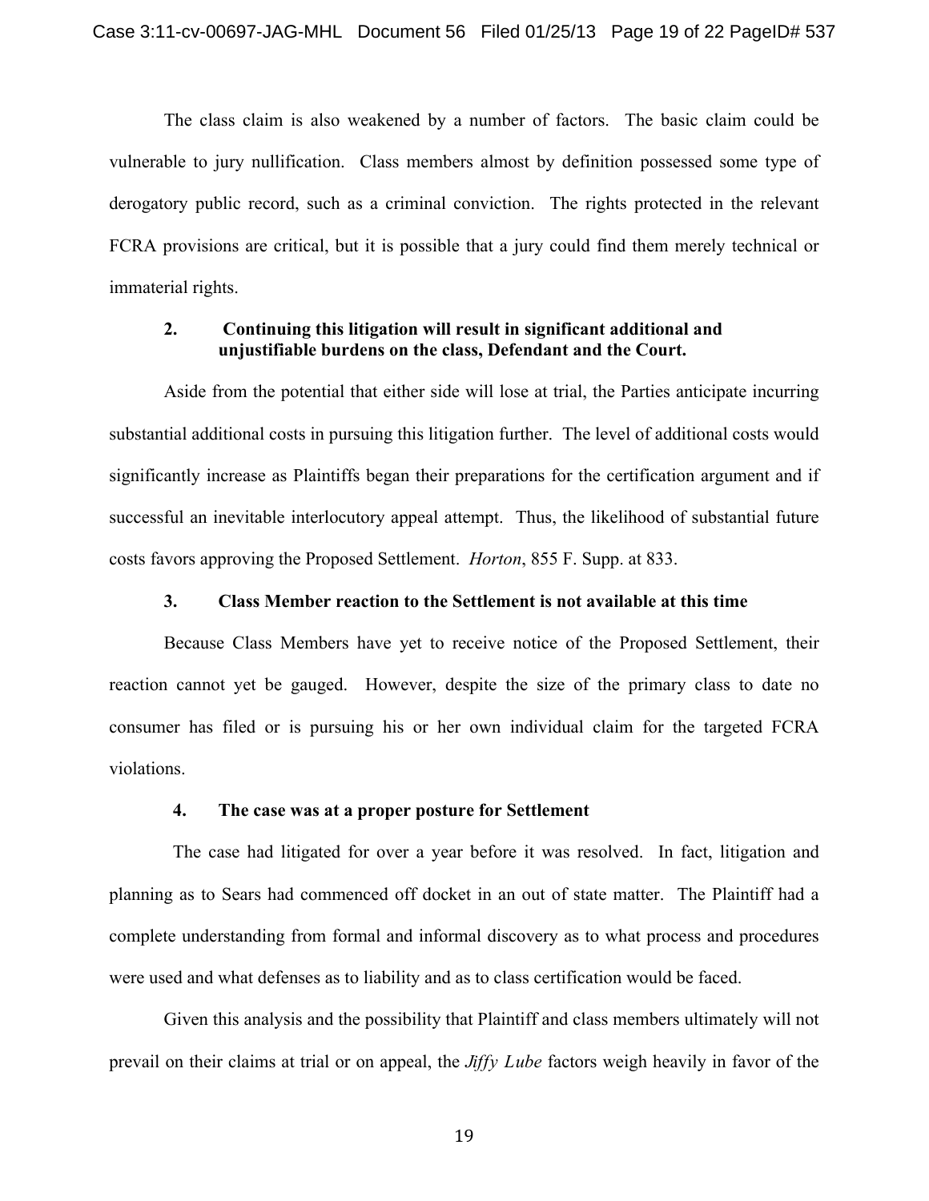The class claim is also weakened by a number of factors. The basic claim could be vulnerable to jury nullification. Class members almost by definition possessed some type of derogatory public record, such as a criminal conviction. The rights protected in the relevant FCRA provisions are critical, but it is possible that a jury could find them merely technical or immaterial rights.

**2. Continuing this litigation will result in significant additional and unjustifiable burdens on the class, Defendant and the Court.**

Aside from the potential that either side will lose at trial, the Parties anticipate incurring substantial additional costs in pursuing this litigation further. The level of additional costs would significantly increase as Plaintiffs began their preparations for the certification argument and if successful an inevitable interlocutory appeal attempt. Thus, the likelihood of substantial future costs favors approving the Proposed Settlement. *Horton*, 855 F. Supp. at 833.

**3. Class Member reaction to the Settlement is not available at this time**

Because Class Members have yet to receive notice of the Proposed Settlement, their reaction cannot yet be gauged. However, despite the size of the primary class to date no consumer has filed or is pursuing his or her own individual claim for the targeted FCRA violations.

**4. The case was at a proper posture for Settlement**

The case had litigated for over a year before it was resolved. In fact, litigation and planning as to Sears had commenced off docket in an out of state matter. The Plaintiff had a complete understanding from formal and informal discovery as to what process and procedures were used and what defenses as to liability and as to class certification would be faced.

Given this analysis and the possibility that Plaintiff and class members ultimately will not prevail on their claims at trial or on appeal, the *Jiffy Lube* factors weigh heavily in favor of the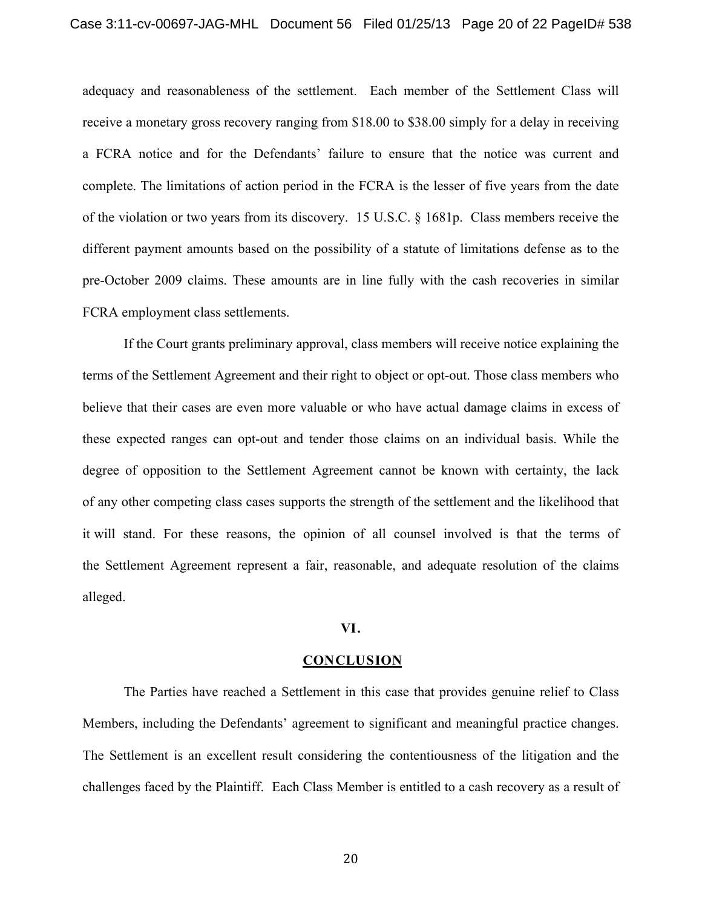adequacy and reasonableness of the settlement. Each member of the Settlement Class will receive a monetary gross recovery ranging from $18.00 to $38.00 simply for a delay in receiving a FCRA notice and for the Defendants' failure to ensure that the notice was current and complete. The limitations of action period in the FCRA is the lesser of five years from the date of the violation or two years from its discovery. 15 U.S.C. § 1681p. Class members receive the different payment amounts based on the possibility of a statute of limitations defense as to the pre-October 2009 claims. These amounts are in line fully with the cash recoveries in similar FCRA employment class settlements.

If the Court grants preliminary approval, class members will receive notice explaining the terms of the Settlement Agreement and their right to object or opt-out. Those class members who believe that their cases are even more valuable or who have actual damage claims in excess of these expected ranges can opt-out and tender those claims on an individual basis. While the degree of opposition to the Settlement Agreement cannot be known with certainty, the lack of any other competing class cases supports the strength of the settlement and the likelihood that it will stand. For these reasons, the opinion of all counsel involved is that the terms of the Settlement Agreement represent a fair, reasonable, and adequate resolution of the claims alleged.

## VI.

## CONCLUSION

The Parties have reached a Settlement in this case that provides genuine relief to Class Members, including the Defendants' agreement to significant and meaningful practice changes. The Settlement is an excellent result considering the contentiousness of the litigation and the challenges faced by the Plaintiff. Each Class Member is entitled to a cash recovery as a result of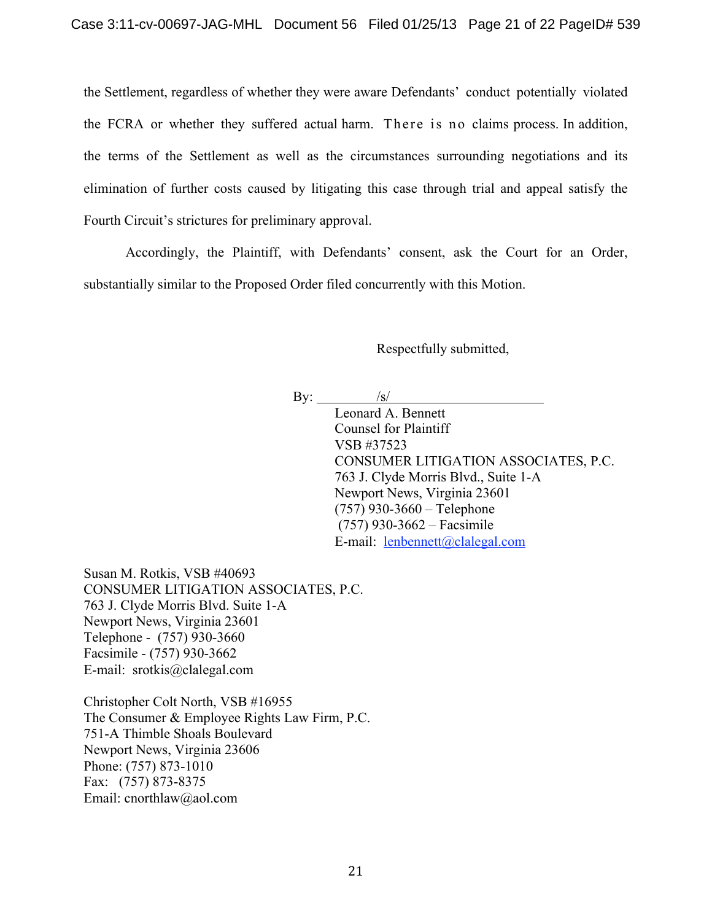the Settlement, regardless of whether they were aware Defendants' conduct potentially violated the FCRA or whether they suffered actual harm. There is no claims process. In addition, the terms of the Settlement as well as the circumstances surrounding negotiations and its elimination of further costs caused by litigating this case through trial and appeal satisfy the Fourth Circuit's strictures for preliminary approval.

Accordingly, the Plaintiff, with Defendants' consent, ask the Court for an Order, substantially similar to the Proposed Order filed concurrently with this Motion.

Respectfully submitted,

By: /s/
Leonard A. Bennett
Counsel for Plaintiff
VSB #37523
CONSUMER LITIGATION ASSOCIATES, P.C.
763 J. Clyde Morris Blvd., Suite 1-A
Newport News, Virginia 23601
(757) 930-3660 – Telephone
(757) 930-3662 – Facsimile
E-mail: lenbennett@clalegal.com

Susan M. Rotkis, VSB #40693
CONSUMER LITIGATION ASSOCIATES, P.C.
763 J. Clyde Morris Blvd. Suite 1-A
Newport News, Virginia 23601
Telephone - (757) 930-3660
Facsimile - (757) 930-3662
E-mail: srotkis@clalegal.com

Christopher Colt North, VSB #16955
The Consumer & Employee Rights Law Firm, P.C.
751-A Thimble Shoals Boulevard
Newport News, Virginia 23606
Phone: (757) 873-1010
Fax: (757) 873-8375
Email: cnorthlaw@aol.com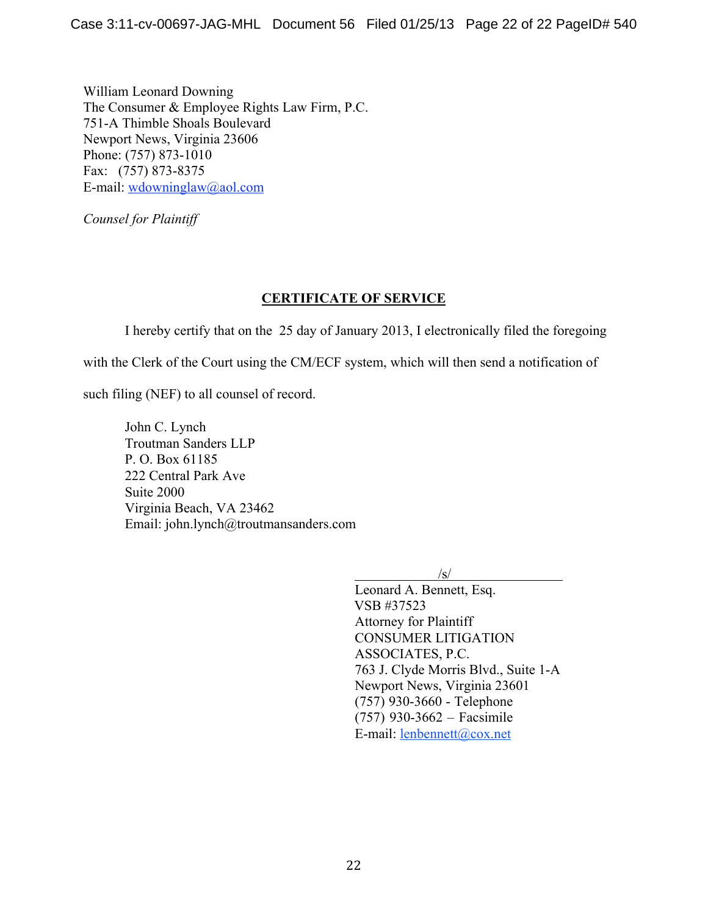William Leonard Downing
The Consumer & Employee Rights Law Firm, P.C.
751-A Thimble Shoals Boulevard
Newport News, Virginia 23606
Phone: (757) 873-1010
Fax: (757) 873-8375
E-mail: wdowninglaw@aol.com

*Counsel for Plaintiff*

**CERTIFICATE OF SERVICE**

I hereby certify that on the 25 day of January 2013, I electronically filed the foregoing with the Clerk of the Court using the CM/ECF system, which will then send a notification of such filing (NEF) to all counsel of record.

John C. Lynch
Troutman Sanders LLP
P. O. Box 61185
222 Central Park Ave
Suite 2000
Virginia Beach, VA 23462
Email: john.lynch@troutmansanders.com

/s/
Leonard A. Bennett, Esq.
VSB #37523
Attorney for Plaintiff
CONSUMER LITIGATION ASSOCIATES, P.C.
763 J. Clyde Morris Blvd., Suite 1-A
Newport News, Virginia 23601
(757) 930-3660 - Telephone
(757) 930-3662 – Facsimile
E-mail: lenbennett@cox.net